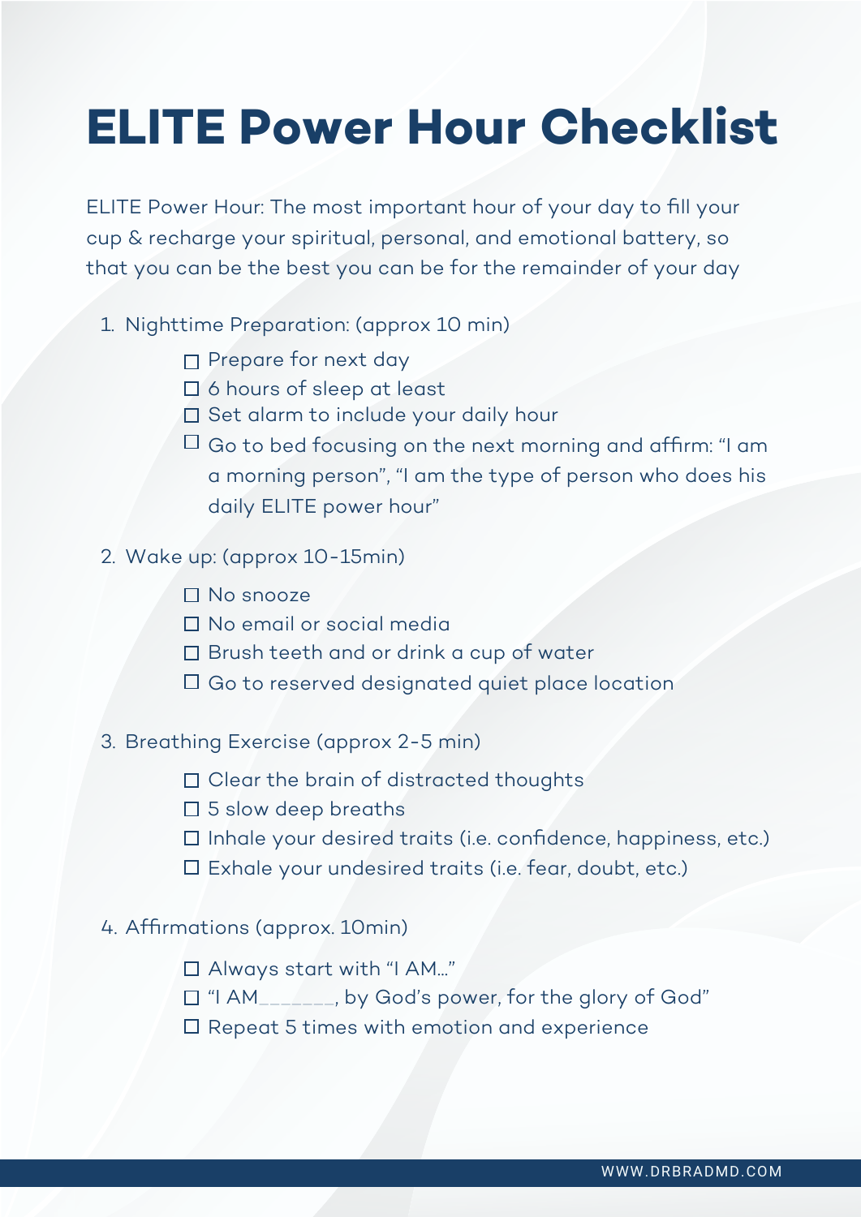# ELITE Power Hour Checklist

ELITE Power Hour: The most important hour of your day to fill your cup & recharge your spiritual, personal, and emotional battery, so that you can be the best you can be for the remainder of your day

1. Nighttime Preparation: (approx 10 min)
    - [ ] Prepare for next day
    - [ ] 6 hours of sleep at least
    - [ ] Set alarm to include your daily hour
    - [ ] Go to bed focusing on the next morning and affirm: "I am a morning person", "I am the type of person who does his daily ELITE power hour"

2. Wake up: (approx 10-15min)
    - [ ] No snooze
    - [ ] No email or social media
    - [ ] Brush teeth and or drink a cup of water
    - [ ] Go to reserved designated quiet place location

3. Breathing Exercise (approx 2-5 min)
    - [ ] Clear the brain of distracted thoughts
    - [ ] 5 slow deep breaths
    - [ ] Inhale your desired traits (i.e. confidence, happiness, etc.)
    - [ ] Exhale your undesired traits (i.e. fear, doubt, etc.)

4. Affirmations (approx. 10min)
    - [ ] Always start with "I AM..."
    - [ ] "I AM_______, by God's power, for the glory of God"
    - [ ] Repeat 5 times with emotion and experience

WWW.DRBRADMD.COM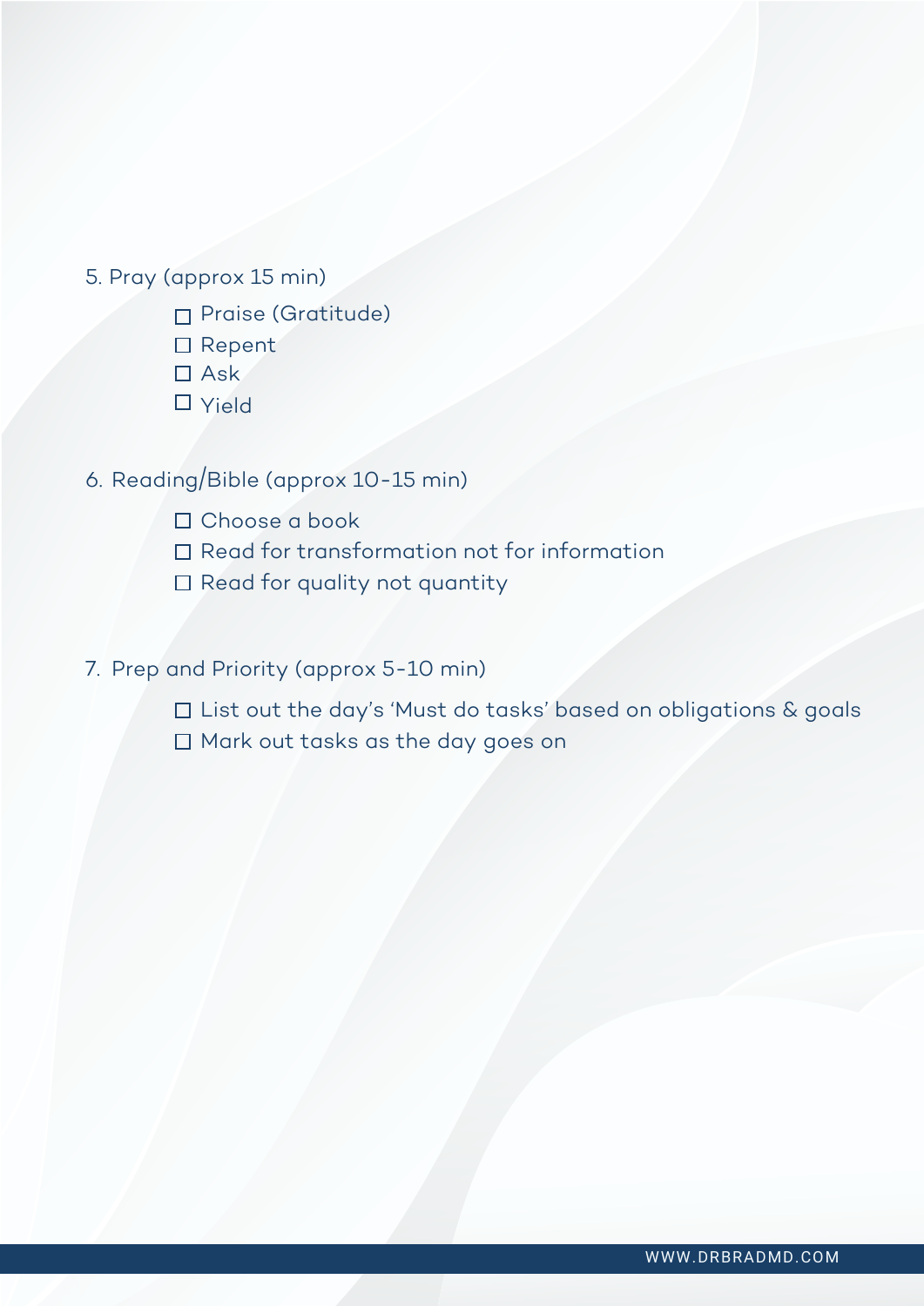5. Pray (approx 15 min)

   - [ ] Praise (Gratitude)
   - [ ] Repent
   - [ ] Ask
   - [ ] Yield

6. Reading/Bible (approx 10-15 min)

   - [ ] Choose a book
   - [ ] Read for transformation not for information
   - [ ] Read for quality not quantity

7. Prep and Priority (approx 5-10 min)

   - [ ] List out the day's 'Must do tasks' based on obligations & goals
   - [ ] Mark out tasks as the day goes on